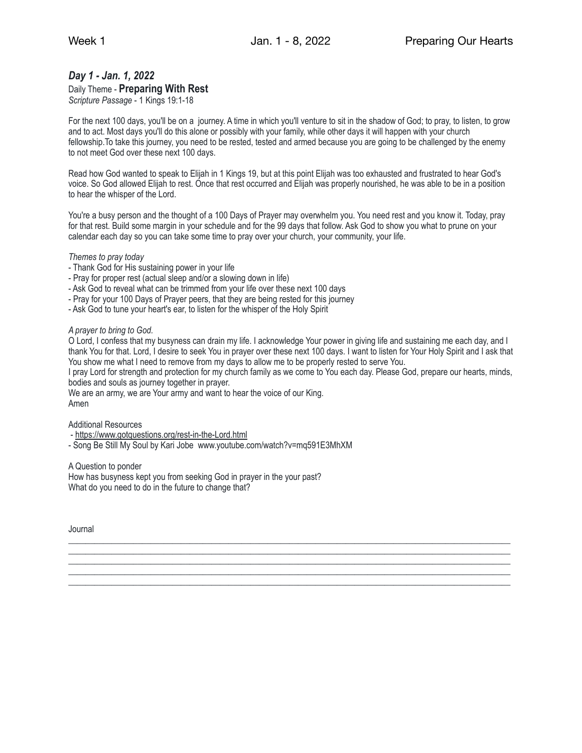Week 1 | Jan. 1 - 8, 2022 | Preparing Our Hearts

## *Day 1 - Jan. 1, 2022*

Daily Theme - **Preparing With Rest**
*Scripture Passage* - 1 Kings 19:1-18

For the next 100 days, you'll be on a journey. A time in which you'll venture to sit in the shadow of God; to pray, to listen, to grow and to act. Most days you'll do this alone or possibly with your family, while other days it will happen with your church fellowship.To take this journey, you need to be rested, tested and armed because you are going to be challenged by the enemy to not meet God over these next 100 days.

Read how God wanted to speak to Elijah in 1 Kings 19, but at this point Elijah was too exhausted and frustrated to hear God's voice. So God allowed Elijah to rest. Once that rest occurred and Elijah was properly nourished, he was able to be in a position to hear the whisper of the Lord.

You're a busy person and the thought of a 100 Days of Prayer may overwhelm you. You need rest and you know it. Today, pray for that rest. Build some margin in your schedule and for the 99 days that follow. Ask God to show you what to prune on your calendar each day so you can take some time to pray over your church, your community, your life.

*Themes to pray today*

- Thank God for His sustaining power in your life
- Pray for proper rest (actual sleep and/or a slowing down in life)
- Ask God to reveal what can be trimmed from your life over these next 100 days
- Pray for your 100 Days of Prayer peers, that they are being rested for this journey
- Ask God to tune your heart's ear, to listen for the whisper of the Holy Spirit

*A prayer to bring to God.*

O Lord, I confess that my busyness can drain my life. I acknowledge Your power in giving life and sustaining me each day, and I thank You for that. Lord, I desire to seek You in prayer over these next 100 days. I want to listen for Your Holy Spirit and I ask that You show me what I need to remove from my days to allow me to be properly rested to serve You.
I pray Lord for strength and protection for my church family as we come to You each day. Please God, prepare our hearts, minds, bodies and souls as journey together in prayer.
We are an army, we are Your army and want to hear the voice of our King.
Amen

Additional Resources

- https://www.gotquestions.org/rest-in-the-Lord.html
- Song Be Still My Soul by Kari Jobe www.youtube.com/watch?v=mq591E3MhXM

A Question to ponder
How has busyness kept you from seeking God in prayer in the your past?
What do you need to do in the future to change that?

Journal

______________________________________________________________________________

______________________________________________________________________________

______________________________________________________________________________

______________________________________________________________________________

______________________________________________________________________________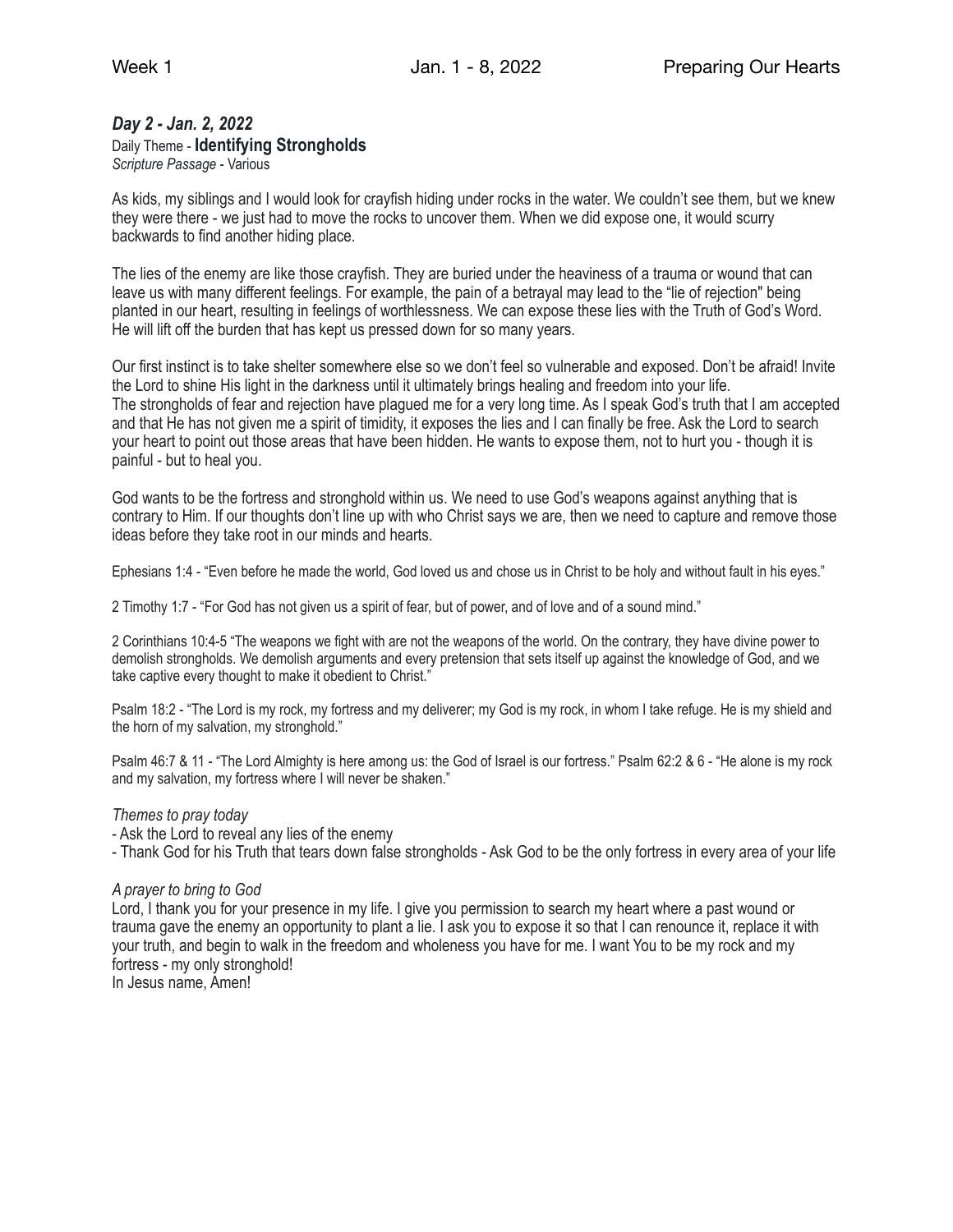## *Day 2 - Jan. 2, 2022*

Daily Theme - **Identifying Strongholds**

*Scripture Passage* - Various

As kids, my siblings and I would look for crayfish hiding under rocks in the water. We couldn't see them, but we knew they were there - we just had to move the rocks to uncover them. When we did expose one, it would scurry backwards to find another hiding place.

The lies of the enemy are like those crayfish. They are buried under the heaviness of a trauma or wound that can leave us with many different feelings. For example, the pain of a betrayal may lead to the "lie of rejection" being planted in our heart, resulting in feelings of worthlessness. We can expose these lies with the Truth of God's Word. He will lift off the burden that has kept us pressed down for so many years.

Our first instinct is to take shelter somewhere else so we don't feel so vulnerable and exposed. Don't be afraid! Invite the Lord to shine His light in the darkness until it ultimately brings healing and freedom into your life.
The strongholds of fear and rejection have plagued me for a very long time. As I speak God's truth that I am accepted and that He has not given me a spirit of timidity, it exposes the lies and I can finally be free. Ask the Lord to search your heart to point out those areas that have been hidden. He wants to expose them, not to hurt you - though it is painful - but to heal you.

God wants to be the fortress and stronghold within us. We need to use God's weapons against anything that is contrary to Him. If our thoughts don't line up with who Christ says we are, then we need to capture and remove those ideas before they take root in our minds and hearts.

Ephesians 1:4 - "Even before he made the world, God loved us and chose us in Christ to be holy and without fault in his eyes."

2 Timothy 1:7 - "For God has not given us a spirit of fear, but of power, and of love and of a sound mind."

2 Corinthians 10:4-5 "The weapons we fight with are not the weapons of the world. On the contrary, they have divine power to demolish strongholds. We demolish arguments and every pretension that sets itself up against the knowledge of God, and we take captive every thought to make it obedient to Christ."

Psalm 18:2 - "The Lord is my rock, my fortress and my deliverer; my God is my rock, in whom I take refuge. He is my shield and the horn of my salvation, my stronghold."

Psalm 46:7 & 11 - "The Lord Almighty is here among us: the God of Israel is our fortress." Psalm 62:2 & 6 - "He alone is my rock and my salvation, my fortress where I will never be shaken."

*Themes to pray today*

- Ask the Lord to reveal any lies of the enemy
- Thank God for his Truth that tears down false strongholds - Ask God to be the only fortress in every area of your life

*A prayer to bring to God*

Lord, I thank you for your presence in my life. I give you permission to search my heart where a past wound or trauma gave the enemy an opportunity to plant a lie. I ask you to expose it so that I can renounce it, replace it with your truth, and begin to walk in the freedom and wholeness you have for me. I want You to be my rock and my fortress - my only stronghold!
In Jesus name, Amen!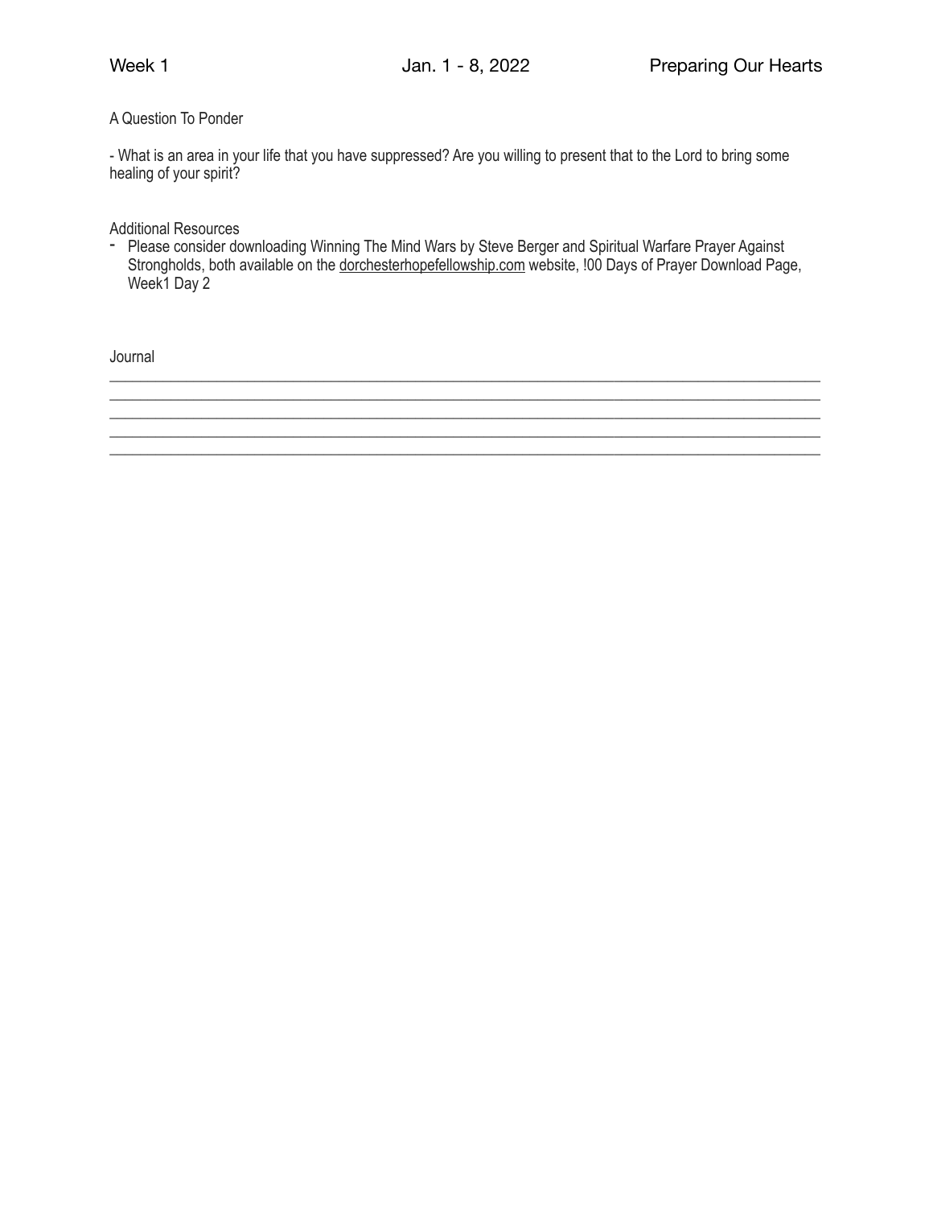A Question To Ponder

- What is an area in your life that you have suppressed? Are you willing to present that to the Lord to bring some healing of your spirit?

Additional Resources

- Please consider downloading Winning The Mind Wars by Steve Berger and Spiritual Warfare Prayer Against Strongholds, both available on the dorchesterhopefellowship.com website, !00 Days of Prayer Download Page, Week1 Day 2

Journal

_______________________________________________________________________________

_______________________________________________________________________________

_______________________________________________________________________________

_______________________________________________________________________________

_______________________________________________________________________________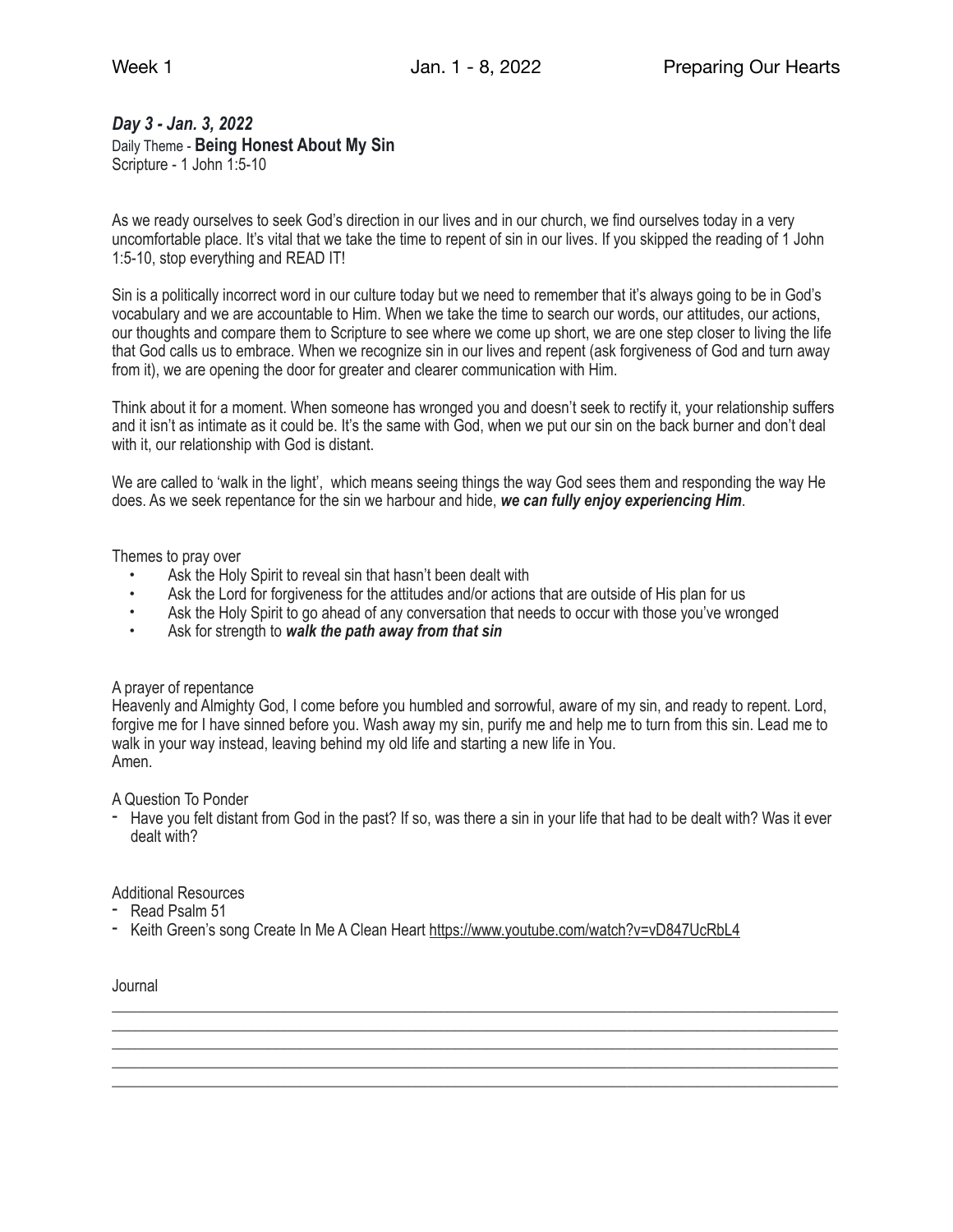### *Day 3 - Jan. 3, 2022*

Daily Theme - **Being Honest About My Sin**
Scripture - 1 John 1:5-10

As we ready ourselves to seek God's direction in our lives and in our church, we find ourselves today in a very uncomfortable place. It's vital that we take the time to repent of sin in our lives. If you skipped the reading of 1 John 1:5-10, stop everything and READ IT!

Sin is a politically incorrect word in our culture today but we need to remember that it's always going to be in God's vocabulary and we are accountable to Him. When we take the time to search our words, our attitudes, our actions, our thoughts and compare them to Scripture to see where we come up short, we are one step closer to living the life that God calls us to embrace. When we recognize sin in our lives and repent (ask forgiveness of God and turn away from it), we are opening the door for greater and clearer communication with Him.

Think about it for a moment. When someone has wronged you and doesn't seek to rectify it, your relationship suffers and it isn't as intimate as it could be. It's the same with God, when we put our sin on the back burner and don't deal with it, our relationship with God is distant.

We are called to 'walk in the light', which means seeing things the way God sees them and responding the way He does. As we seek repentance for the sin we harbour and hide, ***we can fully enjoy experiencing Him***.

Themes to pray over

- Ask the Holy Spirit to reveal sin that hasn't been dealt with
- Ask the Lord for forgiveness for the attitudes and/or actions that are outside of His plan for us
- Ask the Holy Spirit to go ahead of any conversation that needs to occur with those you've wronged
- Ask for strength to ***walk the path away from that sin***

A prayer of repentance
Heavenly and Almighty God, I come before you humbled and sorrowful, aware of my sin, and ready to repent. Lord, forgive me for I have sinned before you. Wash away my sin, purify me and help me to turn from this sin. Lead me to walk in your way instead, leaving behind my old life and starting a new life in You.
Amen.

A Question To Ponder

- Have you felt distant from God in the past? If so, was there a sin in your life that had to be dealt with? Was it ever dealt with?

Additional Resources

- Read Psalm 51
- Keith Green's song Create In Me A Clean Heart https://www.youtube.com/watch?v=vD847UcRbL4

Journal

\_\_\_\_\_\_\_\_\_\_\_\_\_\_\_\_\_\_\_\_\_\_\_\_\_\_\_\_\_\_\_\_\_\_\_\_\_\_\_\_\_\_\_\_\_\_\_\_\_\_\_\_\_\_\_\_\_\_\_\_\_\_\_\_\_\_\_\_\_\_\_\_\_\_\_\_\_\_
\_\_\_\_\_\_\_\_\_\_\_\_\_\_\_\_\_\_\_\_\_\_\_\_\_\_\_\_\_\_\_\_\_\_\_\_\_\_\_\_\_\_\_\_\_\_\_\_\_\_\_\_\_\_\_\_\_\_\_\_\_\_\_\_\_\_\_\_\_\_\_\_\_\_\_\_\_\_
\_\_\_\_\_\_\_\_\_\_\_\_\_\_\_\_\_\_\_\_\_\_\_\_\_\_\_\_\_\_\_\_\_\_\_\_\_\_\_\_\_\_\_\_\_\_\_\_\_\_\_\_\_\_\_\_\_\_\_\_\_\_\_\_\_\_\_\_\_\_\_\_\_\_\_\_\_\_
\_\_\_\_\_\_\_\_\_\_\_\_\_\_\_\_\_\_\_\_\_\_\_\_\_\_\_\_\_\_\_\_\_\_\_\_\_\_\_\_\_\_\_\_\_\_\_\_\_\_\_\_\_\_\_\_\_\_\_\_\_\_\_\_\_\_\_\_\_\_\_\_\_\_\_\_\_\_
\_\_\_\_\_\_\_\_\_\_\_\_\_\_\_\_\_\_\_\_\_\_\_\_\_\_\_\_\_\_\_\_\_\_\_\_\_\_\_\_\_\_\_\_\_\_\_\_\_\_\_\_\_\_\_\_\_\_\_\_\_\_\_\_\_\_\_\_\_\_\_\_\_\_\_\_\_\_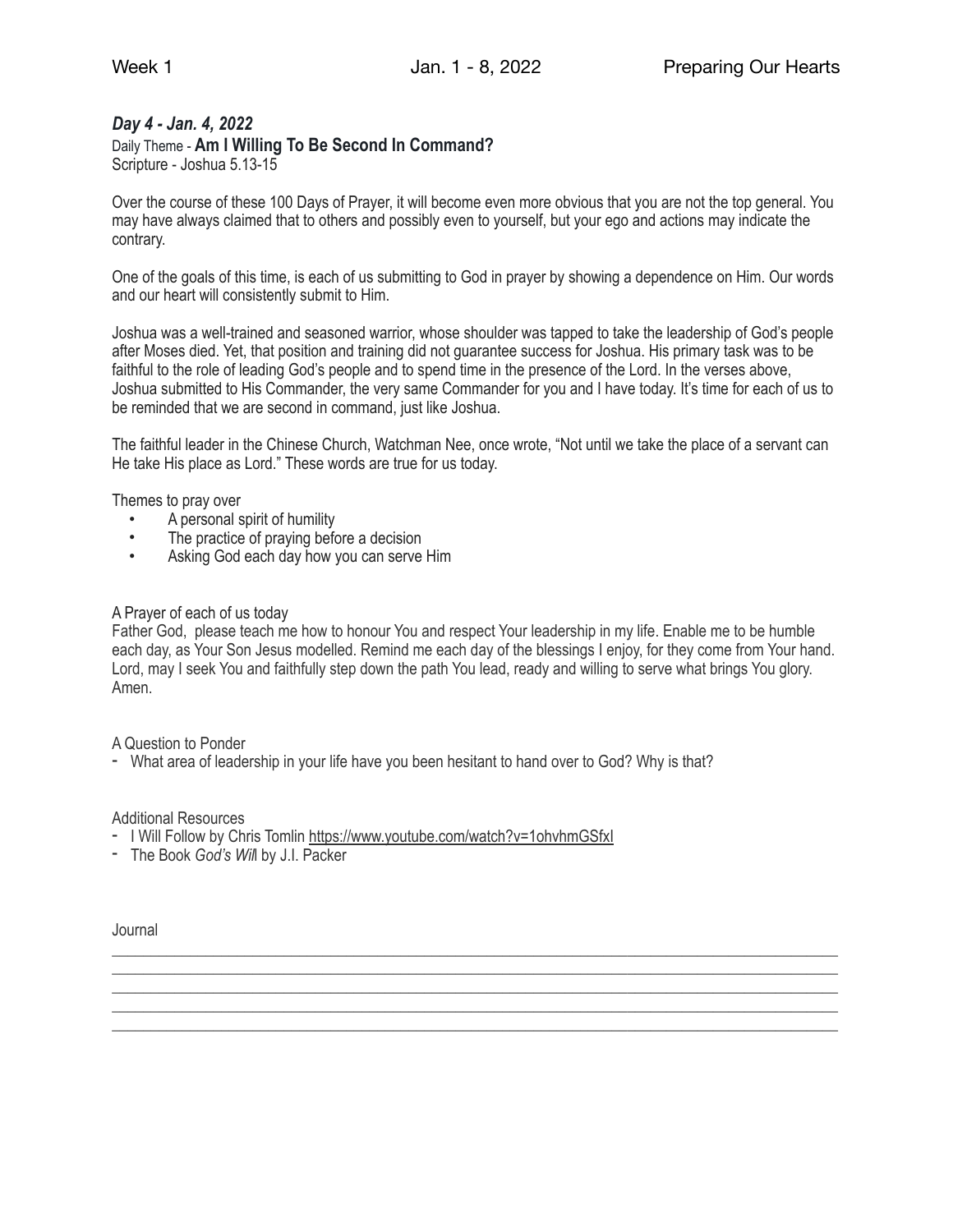### *Day 4 - Jan. 4, 2022*

Daily Theme - **Am I Willing To Be Second In Command?**
Scripture - Joshua 5.13-15

Over the course of these 100 Days of Prayer, it will become even more obvious that you are not the top general. You may have always claimed that to others and possibly even to yourself, but your ego and actions may indicate the contrary.

One of the goals of this time, is each of us submitting to God in prayer by showing a dependence on Him. Our words and our heart will consistently submit to Him.

Joshua was a well-trained and seasoned warrior, whose shoulder was tapped to take the leadership of God's people after Moses died. Yet, that position and training did not guarantee success for Joshua. His primary task was to be faithful to the role of leading God's people and to spend time in the presence of the Lord. In the verses above, Joshua submitted to His Commander, the very same Commander for you and I have today. It's time for each of us to be reminded that we are second in command, just like Joshua.

The faithful leader in the Chinese Church, Watchman Nee, once wrote, "Not until we take the place of a servant can He take His place as Lord." These words are true for us today.

Themes to pray over

- A personal spirit of humility
- The practice of praying before a decision
- Asking God each day how you can serve Him

A Prayer of each of us today
Father God, please teach me how to honour You and respect Your leadership in my life. Enable me to be humble each day, as Your Son Jesus modelled. Remind me each day of the blessings I enjoy, for they come from Your hand. Lord, may I seek You and faithfully step down the path You lead, ready and willing to serve what brings You glory. Amen.

A Question to Ponder

- What area of leadership in your life have you been hesitant to hand over to God? Why is that?

Additional Resources

- I Will Follow by Chris Tomlin https://www.youtube.com/watch?v=1ohvhmGSfxI
- The Book *God's Will* by J.I. Packer

Journal

______________________________________________________________________________
______________________________________________________________________________
______________________________________________________________________________
______________________________________________________________________________
______________________________________________________________________________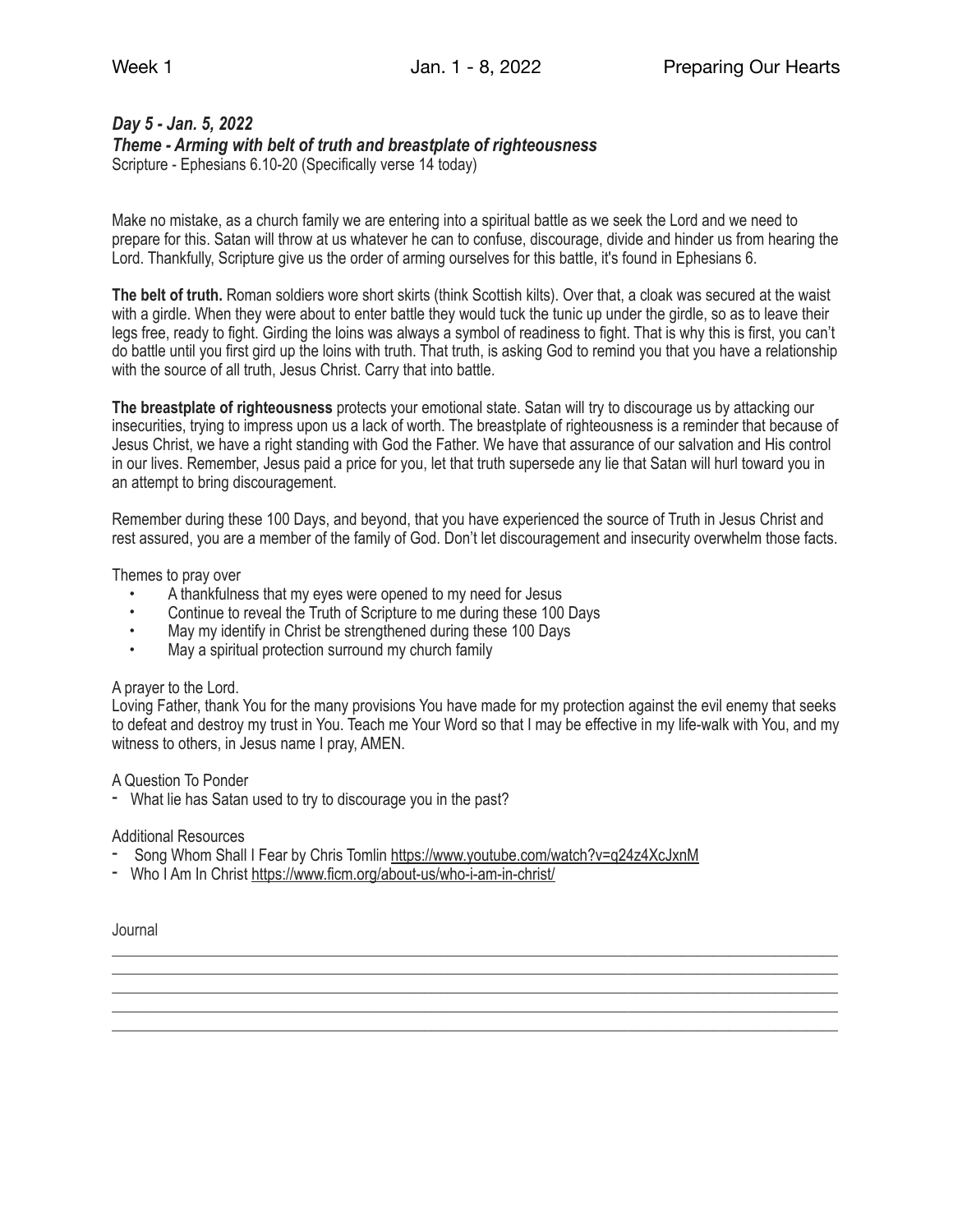### *Day 5 - Jan. 5, 2022*
### *Theme - Arming with belt of truth and breastplate of righteousness*
Scripture - Ephesians 6.10-20 (Specifically verse 14 today)

Make no mistake, as a church family we are entering into a spiritual battle as we seek the Lord and we need to prepare for this. Satan will throw at us whatever he can to confuse, discourage, divide and hinder us from hearing the Lord. Thankfully, Scripture give us the order of arming ourselves for this battle, it's found in Ephesians 6.

**The belt of truth.** Roman soldiers wore short skirts (think Scottish kilts). Over that, a cloak was secured at the waist with a girdle. When they were about to enter battle they would tuck the tunic up under the girdle, so as to leave their legs free, ready to fight. Girding the loins was always a symbol of readiness to fight. That is why this is first, you can't do battle until you first gird up the loins with truth. That truth, is asking God to remind you that you have a relationship with the source of all truth, Jesus Christ. Carry that into battle.

**The breastplate of righteousness** protects your emotional state. Satan will try to discourage us by attacking our insecurities, trying to impress upon us a lack of worth. The breastplate of righteousness is a reminder that because of Jesus Christ, we have a right standing with God the Father. We have that assurance of our salvation and His control in our lives. Remember, Jesus paid a price for you, let that truth supersede any lie that Satan will hurl toward you in an attempt to bring discouragement.

Remember during these 100 Days, and beyond, that you have experienced the source of Truth in Jesus Christ and rest assured, you are a member of the family of God. Don't let discouragement and insecurity overwhelm those facts.

Themes to pray over

- A thankfulness that my eyes were opened to my need for Jesus
- Continue to reveal the Truth of Scripture to me during these 100 Days
- May my identify in Christ be strengthened during these 100 Days
- May a spiritual protection surround my church family

A prayer to the Lord.
Loving Father, thank You for the many provisions You have made for my protection against the evil enemy that seeks to defeat and destroy my trust in You. Teach me Your Word so that I may be effective in my life-walk with You, and my witness to others, in Jesus name I pray, AMEN.

A Question To Ponder

- What lie has Satan used to try to discourage you in the past?

Additional Resources

- Song Whom Shall I Fear by Chris Tomlin https://www.youtube.com/watch?v=q24z4XcJxnM
- Who I Am In Christ https://www.ficm.org/about-us/who-i-am-in-christ/

Journal

_______________________________________________________________________________

_______________________________________________________________________________

_______________________________________________________________________________

_______________________________________________________________________________

_______________________________________________________________________________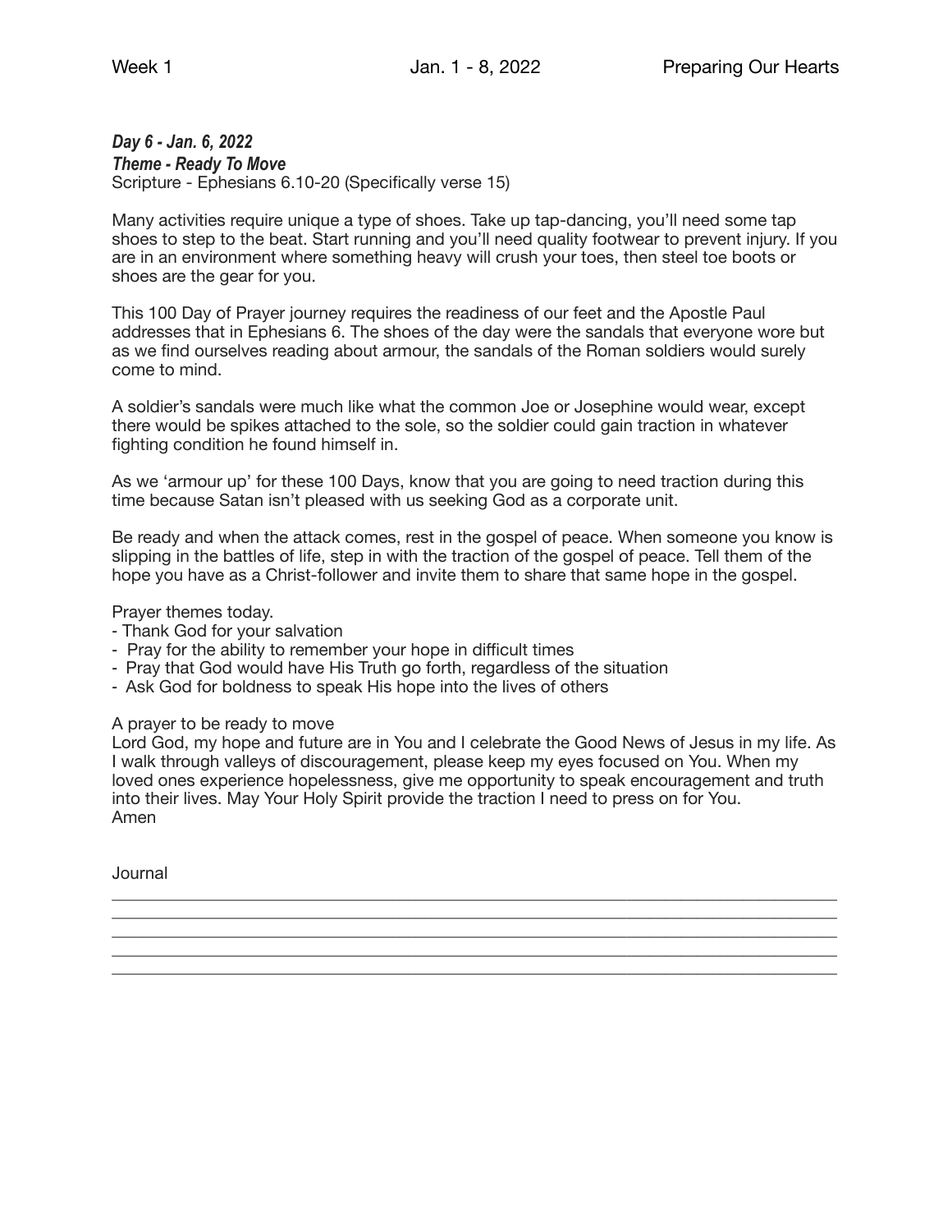***Day 6 - Jan. 6, 2022***
***Theme - Ready To Move***
Scripture - Ephesians 6.10-20 (Specifically verse 15)

Many activities require unique a type of shoes. Take up tap-dancing, you'll need some tap shoes to step to the beat. Start running and you'll need quality footwear to prevent injury. If you are in an environment where something heavy will crush your toes, then steel toe boots or shoes are the gear for you.

This 100 Day of Prayer journey requires the readiness of our feet and the Apostle Paul addresses that in Ephesians 6. The shoes of the day were the sandals that everyone wore but as we find ourselves reading about armour, the sandals of the Roman soldiers would surely come to mind.

A soldier's sandals were much like what the common Joe or Josephine would wear, except there would be spikes attached to the sole, so the soldier could gain traction in whatever fighting condition he found himself in.

As we 'armour up' for these 100 Days, know that you are going to need traction during this time because Satan isn't pleased with us seeking God as a corporate unit.

Be ready and when the attack comes, rest in the gospel of peace. When someone you know is slipping in the battles of life, step in with the traction of the gospel of peace. Tell them of the hope you have as a Christ-follower and invite them to share that same hope in the gospel.

Prayer themes today.
- Thank God for your salvation
- Pray for the ability to remember your hope in difficult times
- Pray that God would have His Truth go forth, regardless of the situation
- Ask God for boldness to speak His hope into the lives of others

A prayer to be ready to move
Lord God, my hope and future are in You and I celebrate the Good News of Jesus in my life. As I walk through valleys of discouragement, please keep my eyes focused on You. When my loved ones experience hopelessness, give me opportunity to speak encouragement and truth into their lives. May Your Holy Spirit provide the traction I need to press on for You.
Amen

Journal

______________________________________________________________________________
______________________________________________________________________________
______________________________________________________________________________
______________________________________________________________________________
______________________________________________________________________________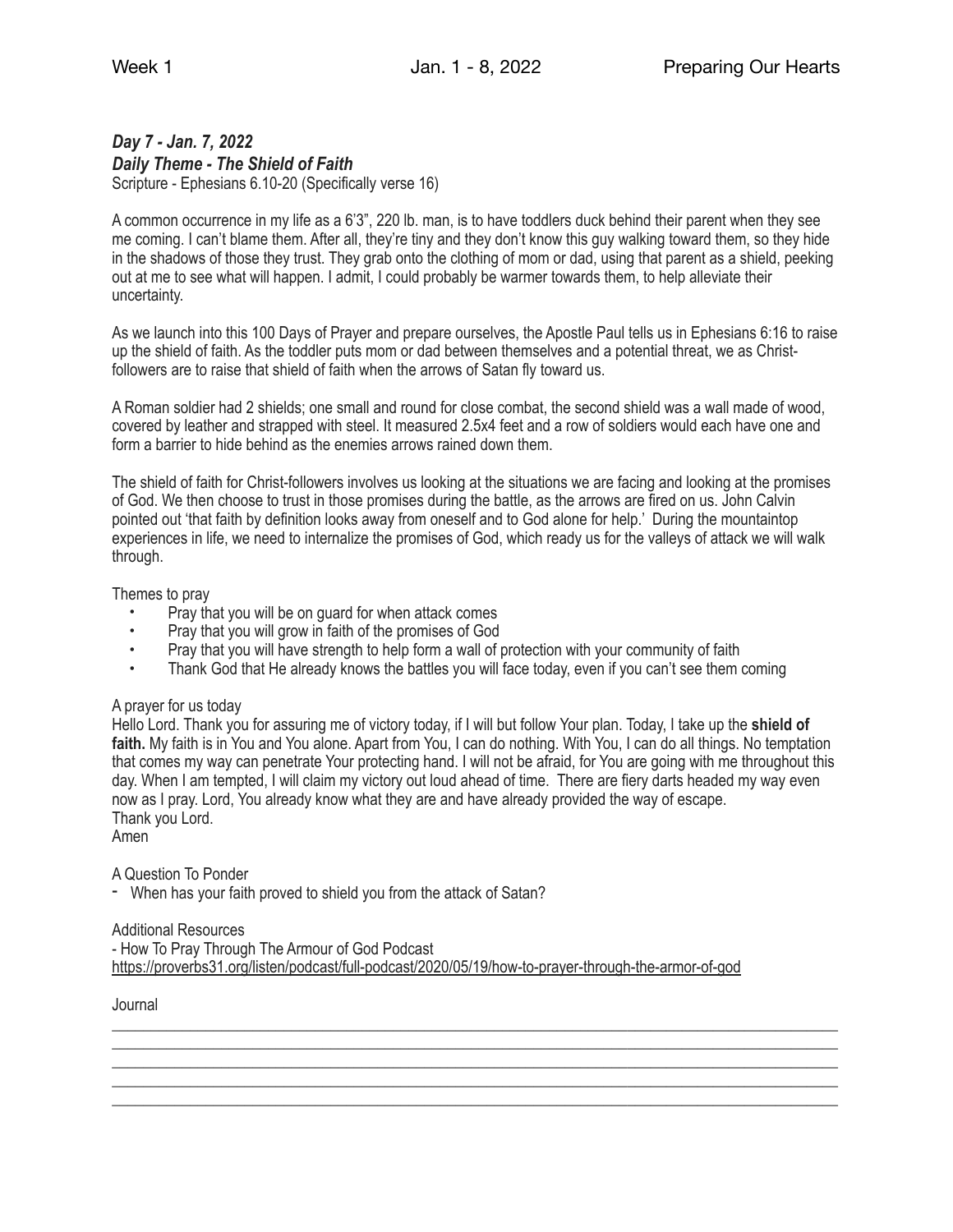***Day 7 - Jan. 7, 2022***
***Daily Theme - The Shield of Faith***
Scripture - Ephesians 6.10-20 (Specifically verse 16)

A common occurrence in my life as a 6'3", 220 lb. man, is to have toddlers duck behind their parent when they see me coming. I can't blame them. After all, they're tiny and they don't know this guy walking toward them, so they hide in the shadows of those they trust. They grab onto the clothing of mom or dad, using that parent as a shield, peeking out at me to see what will happen. I admit, I could probably be warmer towards them, to help alleviate their uncertainty.

As we launch into this 100 Days of Prayer and prepare ourselves, the Apostle Paul tells us in Ephesians 6:16 to raise up the shield of faith. As the toddler puts mom or dad between themselves and a potential threat, we as Christ-followers are to raise that shield of faith when the arrows of Satan fly toward us.

A Roman soldier had 2 shields; one small and round for close combat, the second shield was a wall made of wood, covered by leather and strapped with steel. It measured 2.5x4 feet and a row of soldiers would each have one and form a barrier to hide behind as the enemies arrows rained down them.

The shield of faith for Christ-followers involves us looking at the situations we are facing and looking at the promises of God. We then choose to trust in those promises during the battle, as the arrows are fired on us. John Calvin pointed out 'that faith by definition looks away from oneself and to God alone for help.' During the mountaintop experiences in life, we need to internalize the promises of God, which ready us for the valleys of attack we will walk through.

Themes to pray

- Pray that you will be on guard for when attack comes
- Pray that you will grow in faith of the promises of God
- Pray that you will have strength to help form a wall of protection with your community of faith
- Thank God that He already knows the battles you will face today, even if you can't see them coming

A prayer for us today
Hello Lord. Thank you for assuring me of victory today, if I will but follow Your plan. Today, I take up the **shield of faith.** My faith is in You and You alone. Apart from You, I can do nothing. With You, I can do all things. No temptation that comes my way can penetrate Your protecting hand. I will not be afraid, for You are going with me throughout this day. When I am tempted, I will claim my victory out loud ahead of time. There are fiery darts headed my way even now as I pray. Lord, You already know what they are and have already provided the way of escape.
Thank you Lord.
Amen

A Question To Ponder

- When has your faith proved to shield you from the attack of Satan?

Additional Resources
- How To Pray Through The Armour of God Podcast
https://proverbs31.org/listen/podcast/full-podcast/2020/05/19/how-to-prayer-through-the-armor-of-god

Journal

______________________________________________________________________________
______________________________________________________________________________
______________________________________________________________________________
______________________________________________________________________________
______________________________________________________________________________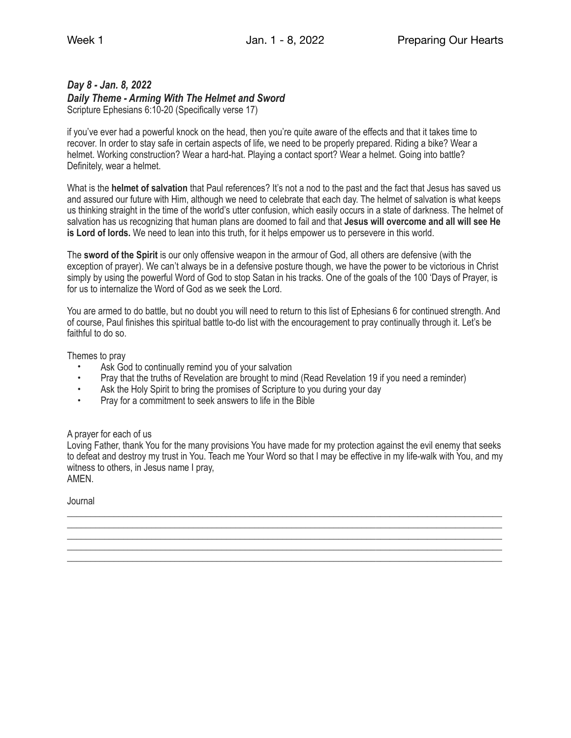***Day 8 - Jan. 8, 2022***
***Daily Theme - Arming With The Helmet and Sword***
Scripture Ephesians 6:10-20 (Specifically verse 17)

if you've ever had a powerful knock on the head, then you're quite aware of the effects and that it takes time to recover. In order to stay safe in certain aspects of life, we need to be properly prepared. Riding a bike? Wear a helmet. Working construction? Wear a hard-hat. Playing a contact sport? Wear a helmet. Going into battle? Definitely, wear a helmet.

What is the **helmet of salvation** that Paul references? It's not a nod to the past and the fact that Jesus has saved us and assured our future with Him, although we need to celebrate that each day. The helmet of salvation is what keeps us thinking straight in the time of the world's utter confusion, which easily occurs in a state of darkness. The helmet of salvation has us recognizing that human plans are doomed to fail and that **Jesus will overcome and all will see He is Lord of lords.** We need to lean into this truth, for it helps empower us to persevere in this world.

The **sword of the Spirit** is our only offensive weapon in the armour of God, all others are defensive (with the exception of prayer). We can't always be in a defensive posture though, we have the power to be victorious in Christ simply by using the powerful Word of God to stop Satan in his tracks. One of the goals of the 100 'Days of Prayer, is for us to internalize the Word of God as we seek the Lord.

You are armed to do battle, but no doubt you will need to return to this list of Ephesians 6 for continued strength. And of course, Paul finishes this spiritual battle to-do list with the encouragement to pray continually through it. Let's be faithful to do so.

Themes to pray

- Ask God to continually remind you of your salvation
- Pray that the truths of Revelation are brought to mind (Read Revelation 19 if you need a reminder)
- Ask the Holy Spirit to bring the promises of Scripture to you during your day
- Pray for a commitment to seek answers to life in the Bible

A prayer for each of us
Loving Father, thank You for the many provisions You have made for my protection against the evil enemy that seeks to defeat and destroy my trust in You. Teach me Your Word so that I may be effective in my life-walk with You, and my witness to others, in Jesus name I pray,
AMEN.

Journal

_______________________________________________________________________________
_______________________________________________________________________________
_______________________________________________________________________________
_______________________________________________________________________________
_______________________________________________________________________________